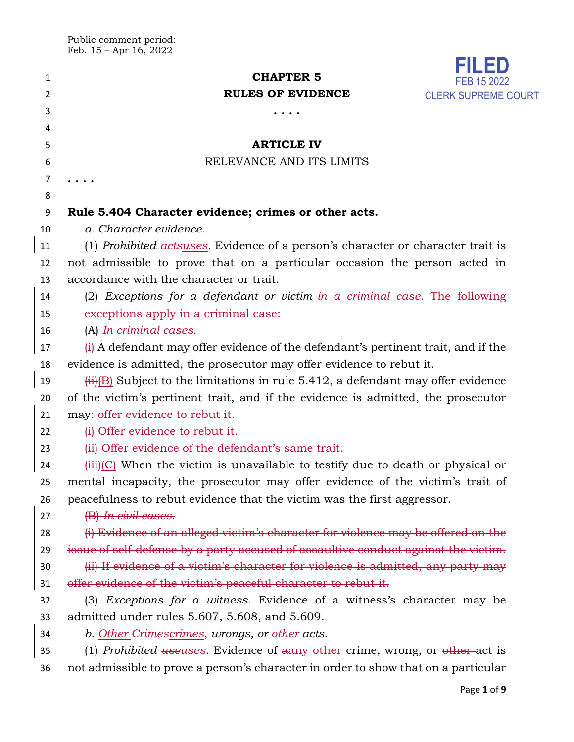Public comment period:
Feb. 15 – Apr 16, 2022

**FILED**
FEB 15 2022
CLERK SUPREME COURT

**CHAPTER 5**

**RULES OF EVIDENCE**

. . . .

**ARTICLE IV**

RELEVANCE AND ITS LIMITS

. . . .

**Rule 5.404 Character evidence; crimes or other acts.**

*a. Character evidence.*

(1) *Prohibited ~~acts~~<u>uses</u>.* Evidence of a person's character or character trait is not admissible to prove that on a particular occasion the person acted in accordance with the character or trait.

(2) *Exceptions for a defendant or victim <u>in a criminal case</u>.* <u>The following exceptions apply in a criminal case:</u>

(A) ~~*In criminal cases.*~~

~~(i)~~ A defendant may offer evidence of the defendant's pertinent trait, and if the evidence is admitted, the prosecutor may offer evidence to rebut it.

~~(ii)~~<u>(B)</u> Subject to the limitations in rule 5.412, a defendant may offer evidence of the victim's pertinent trait, and if the evidence is admitted, the prosecutor may<u>:</u> ~~offer evidence to rebut it.~~

<u>(i) Offer evidence to rebut it.</u>

<u>(ii) Offer evidence of the defendant's same trait.</u>

~~(iii)~~<u>(C)</u> When the victim is unavailable to testify due to death or physical or mental incapacity, the prosecutor may offer evidence of the victim's trait of peacefulness to rebut evidence that the victim was the first aggressor.

~~(B) *In civil cases.*~~

~~(i) Evidence of an alleged victim's character for violence may be offered on the issue of self-defense by a party accused of assaultive conduct against the victim.~~

~~(ii) If evidence of a victim's character for violence is admitted, any party may offer evidence of the victim's peaceful character to rebut it.~~

(3) *Exceptions for a witness.* Evidence of a witness's character may be admitted under rules 5.607, 5.608, and 5.609.

*b. <u>Other</u> ~~Crimes~~<u>crimes</u>, wrongs, or ~~other~~ acts.*

(1) *Prohibited ~~use~~<u>uses</u>.* Evidence of ~~a~~<u>any other</u> crime, wrong, or ~~other~~ act is not admissible to prove a person's character in order to show that on a particular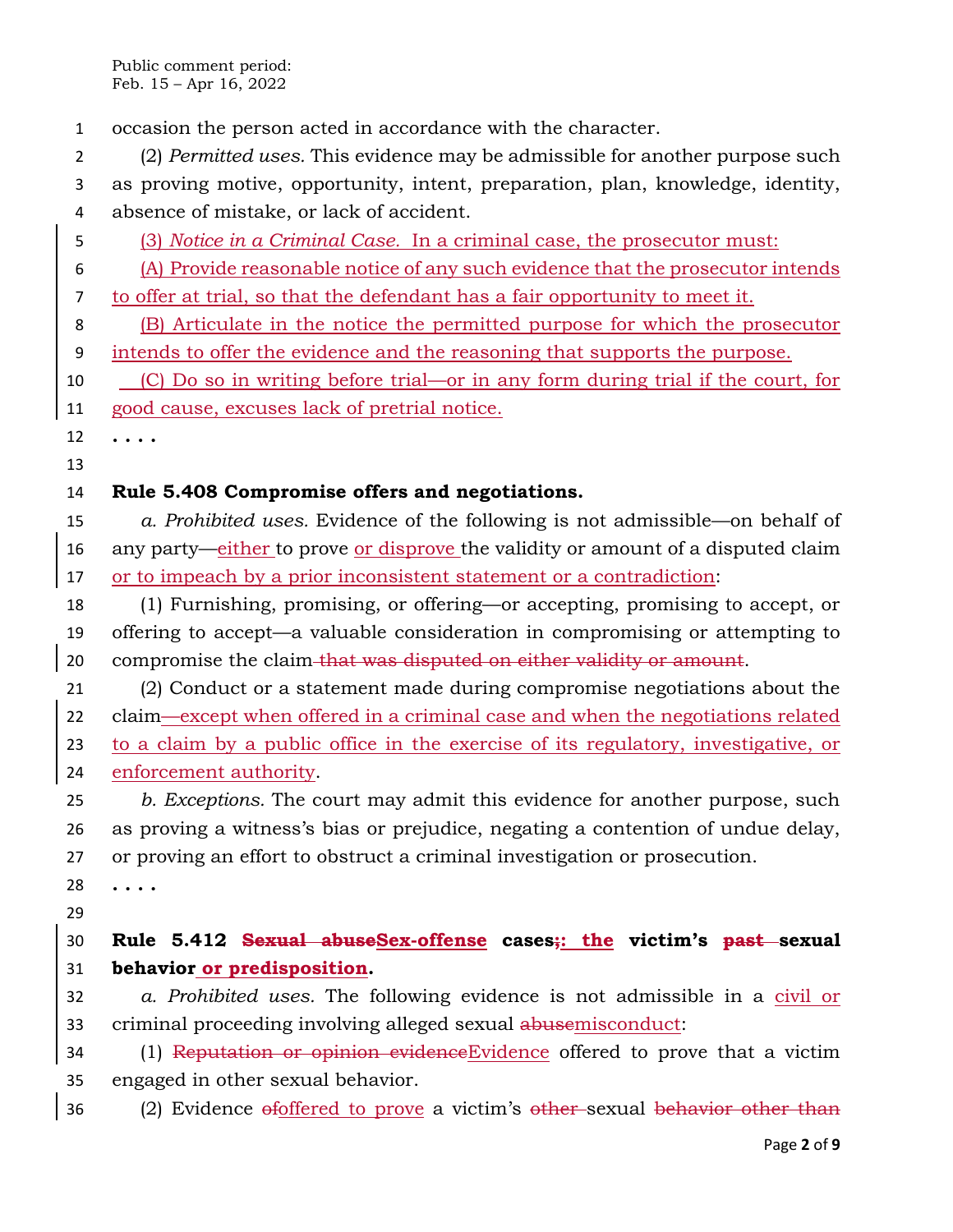occasion the person acted in accordance with the character.

(2) *Permitted uses.* This evidence may be admissible for another purpose such as proving motive, opportunity, intent, preparation, plan, knowledge, identity, absence of mistake, or lack of accident.

<u>(3) *Notice in a Criminal Case.* In a criminal case, the prosecutor must:</u>

<u>(A) Provide reasonable notice of any such evidence that the prosecutor intends to offer at trial, so that the defendant has a fair opportunity to meet it.</u>

<u>(B) Articulate in the notice the permitted purpose for which the prosecutor intends to offer the evidence and the reasoning that supports the purpose.</u>

<u>(C) Do so in writing before trial—or in any form during trial if the court, for good cause, excuses lack of pretrial notice.</u>

. . . .

**Rule 5.408 Compromise offers and negotiations.**

*a. Prohibited uses.* Evidence of the following is not admissible—on behalf of any party—<u>either</u> to prove <u>or disprove</u> the validity or amount of a disputed claim <u>or to impeach by a prior inconsistent statement or a contradiction</u>:

(1) Furnishing, promising, or offering—or accepting, promising to accept, or offering to accept—a valuable consideration in compromising or attempting to compromise the claim~~ that was disputed on either validity or amount~~.

(2) Conduct or a statement made during compromise negotiations about the claim<u>—except when offered in a criminal case and when the negotiations related to a claim by a public office in the exercise of its regulatory, investigative, or enforcement authority</u>.

*b. Exceptions.* The court may admit this evidence for another purpose, such as proving a witness's bias or prejudice, negating a contention of undue delay, or proving an effort to obstruct a criminal investigation or prosecution.

. . . .

**Rule 5.412 ~~Sexual abuse~~<u>Sex-offense</u> cases~~;~~<u>: the</u> victim's ~~past~~ sexual behavior<u> or predisposition</u>.**

*a. Prohibited uses.* The following evidence is not admissible in a <u>civil or</u> criminal proceeding involving alleged sexual ~~abuse~~<u>misconduct</u>:

(1) ~~Reputation or opinion evidence~~<u>Evidence</u> offered to prove that a victim engaged in other sexual behavior.

(2) Evidence ~~of~~<u>offered to prove</u> a victim's ~~other~~ sexual ~~behavior other than~~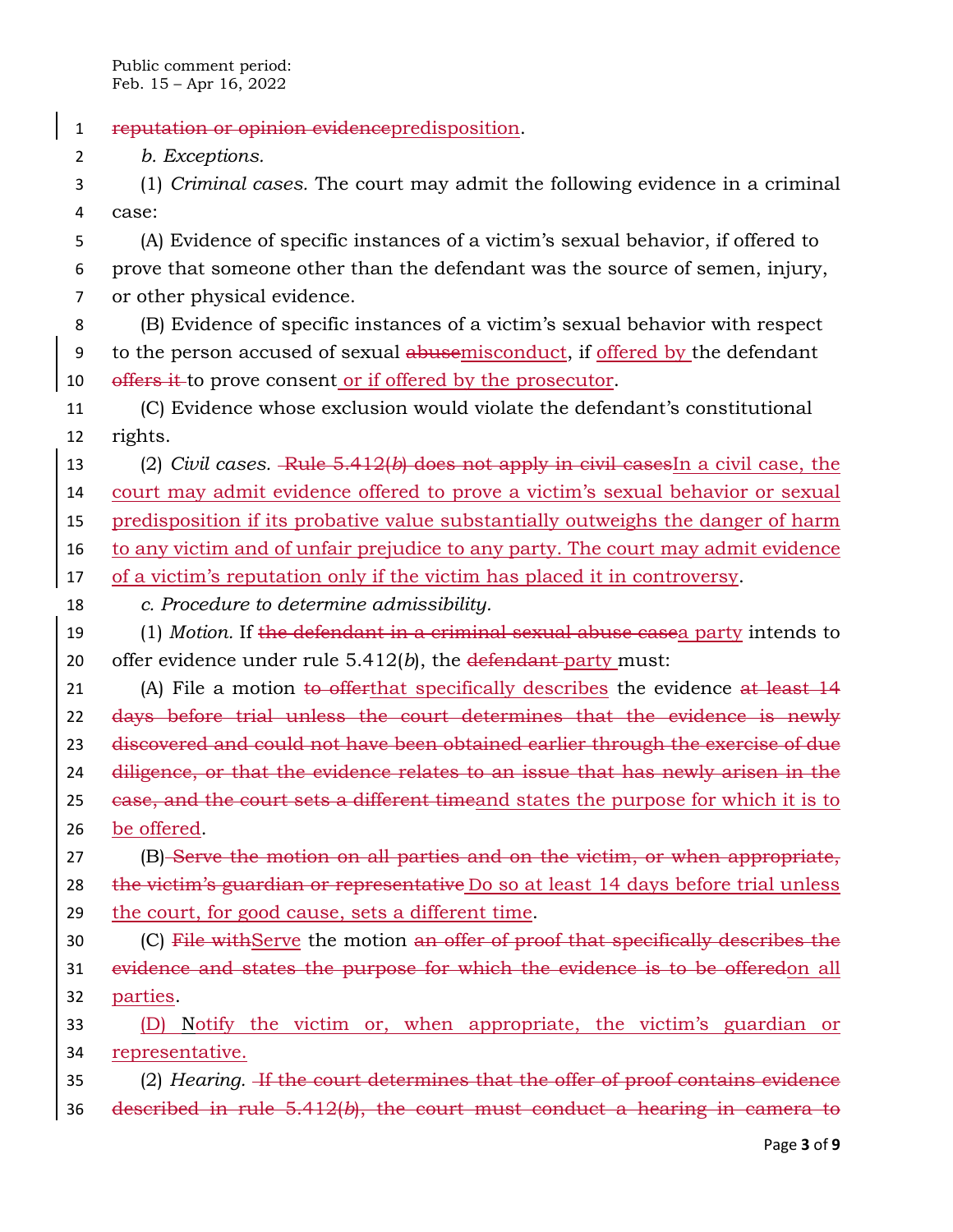~~reputation or opinion evidence~~predisposition.

*b. Exceptions.*

(1) *Criminal cases.* The court may admit the following evidence in a criminal case:

(A) Evidence of specific instances of a victim's sexual behavior, if offered to prove that someone other than the defendant was the source of semen, injury, or other physical evidence.

(B) Evidence of specific instances of a victim's sexual behavior with respect to the person accused of sexual ~~abuse~~misconduct, if offered by the defendant ~~offers it~~ to prove consent or if offered by the prosecutor.

(C) Evidence whose exclusion would violate the defendant's constitutional rights.

(2) *Civil cases.* ~~Rule 5.412(*b*) does not apply in civil cases~~In a civil case, the court may admit evidence offered to prove a victim's sexual behavior or sexual predisposition if its probative value substantially outweighs the danger of harm to any victim and of unfair prejudice to any party. The court may admit evidence of a victim's reputation only if the victim has placed it in controversy.

*c. Procedure to determine admissibility.*

(1) *Motion.* If ~~the defendant in a criminal sexual abuse case~~a party intends to offer evidence under rule 5.412(*b*), the ~~defendant~~ party must:

(A) File a motion ~~to offer~~that specifically describes the evidence ~~at least 14 days before trial unless the court determines that the evidence is newly discovered and could not have been obtained earlier through the exercise of due diligence, or that the evidence relates to an issue that has newly arisen in the case, and the court sets a different time~~and states the purpose for which it is to be offered.

(B) ~~Serve the motion on all parties and on the victim, or when appropriate, the victim's guardian or representative~~ Do so at least 14 days before trial unless the court, for good cause, sets a different time.

(C) ~~File with~~Serve the motion ~~an offer of proof that specifically describes the evidence and states the purpose for which the evidence is to be offered~~on all parties.

(D) Notify the victim or, when appropriate, the victim's guardian or representative.

(2) *Hearing.* ~~If the court determines that the offer of proof contains evidence described in rule 5.412(*b*), the court must conduct a hearing in camera to~~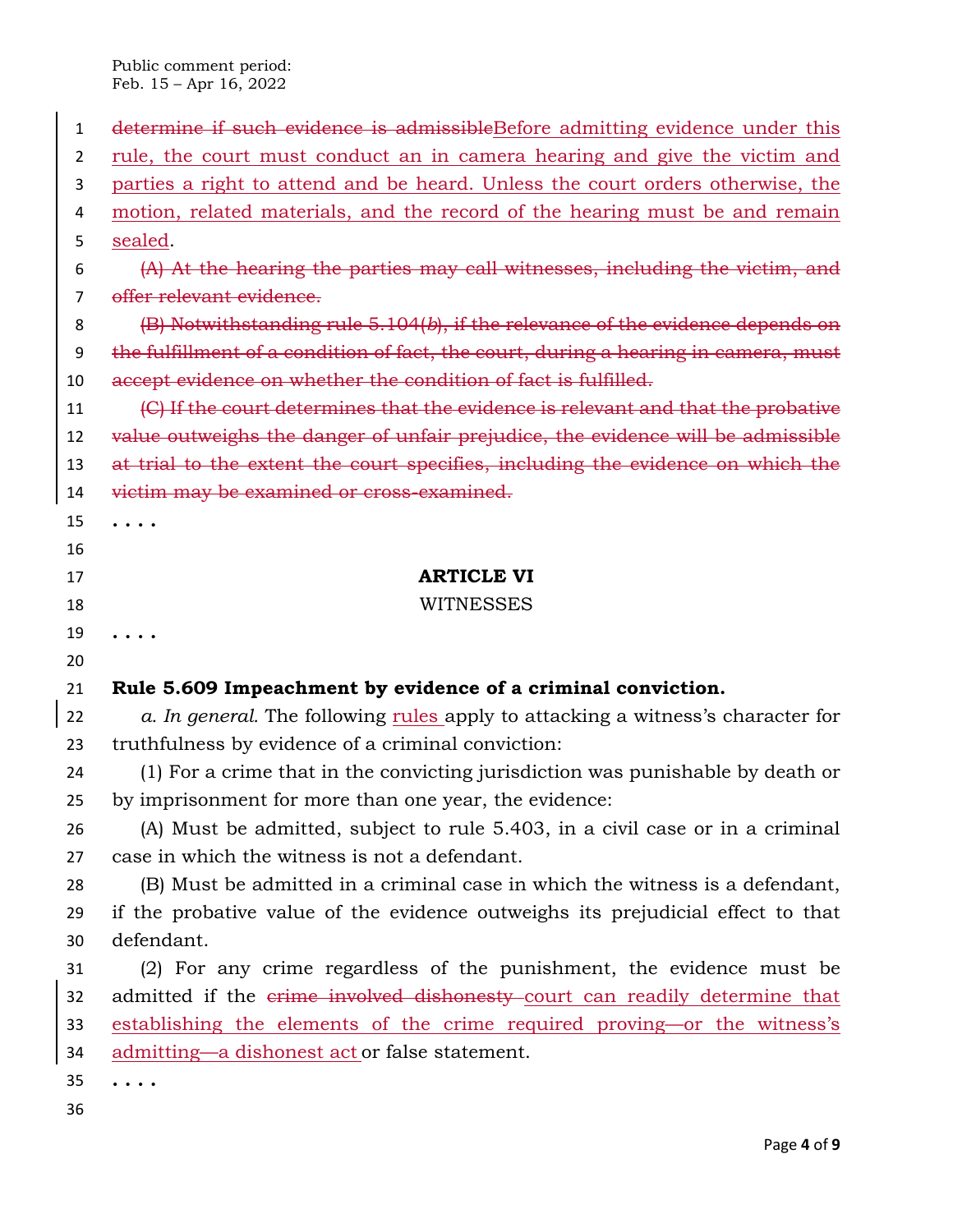~~determine if such evidence is admissible~~<u>Before admitting evidence under this rule, the court must conduct an in camera hearing and give the victim and parties a right to attend and be heard. Unless the court orders otherwise, the motion, related materials, and the record of the hearing must be and remain sealed</u>.

~~(A) At the hearing the parties may call witnesses, including the victim, and offer relevant evidence.~~

~~(B) Notwithstanding rule 5.104(*b*), if the relevance of the evidence depends on the fulfillment of a condition of fact, the court, during a hearing in camera, must accept evidence on whether the condition of fact is fulfilled.~~

~~(C) If the court determines that the evidence is relevant and that the probative value outweighs the danger of unfair prejudice, the evidence will be admissible at trial to the extent the court specifies, including the evidence on which the victim may be examined or cross-examined.~~

. . . .

## ARTICLE VI

WITNESSES

. . . .

**Rule 5.609 Impeachment by evidence of a criminal conviction.**

*a. In general.* The following <u>rules</u> apply to attacking a witness's character for truthfulness by evidence of a criminal conviction:

(1) For a crime that in the convicting jurisdiction was punishable by death or by imprisonment for more than one year, the evidence:

(A) Must be admitted, subject to rule 5.403, in a civil case or in a criminal case in which the witness is not a defendant.

(B) Must be admitted in a criminal case in which the witness is a defendant, if the probative value of the evidence outweighs its prejudicial effect to that defendant.

(2) For any crime regardless of the punishment, the evidence must be admitted if the ~~crime involved dishonesty~~ <u>court can readily determine that establishing the elements of the crime required proving—or the witness's admitting—a dishonest act</u> or false statement.

. . . .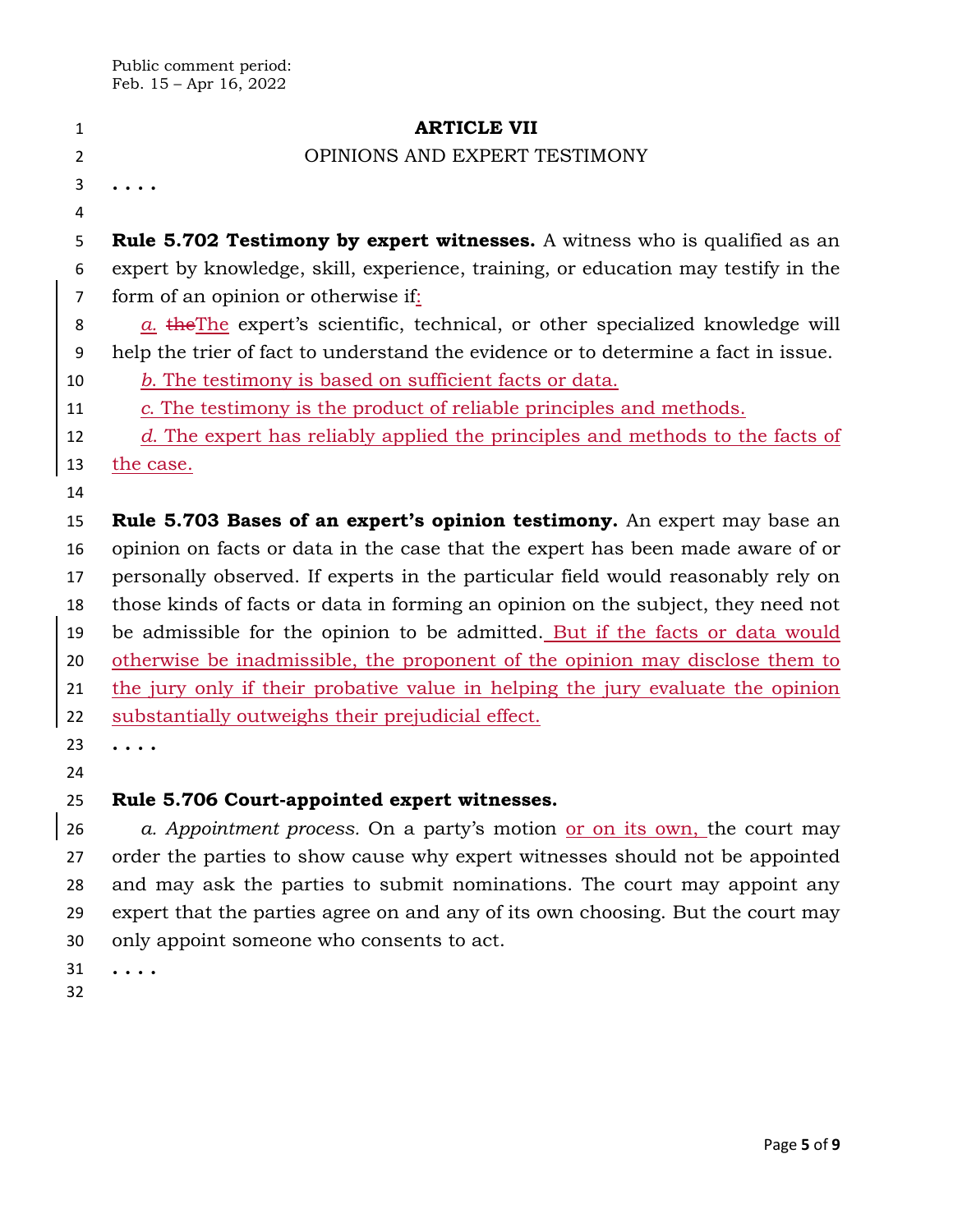Public comment period:
Feb. 15 – Apr 16, 2022

# ARTICLE VII

## OPINIONS AND EXPERT TESTIMONY

. . . .

**Rule 5.702 Testimony by expert witnesses.** A witness who is qualified as an expert by knowledge, skill, experience, training, or education may testify in the form of an opinion or otherwise if:

*a.* ~~the~~The expert's scientific, technical, or other specialized knowledge will help the trier of fact to understand the evidence or to determine a fact in issue.

*b.* The testimony is based on sufficient facts or data.

*c.* The testimony is the product of reliable principles and methods.

*d.* The expert has reliably applied the principles and methods to the facts of the case.

**Rule 5.703 Bases of an expert's opinion testimony.** An expert may base an opinion on facts or data in the case that the expert has been made aware of or personally observed. If experts in the particular field would reasonably rely on those kinds of facts or data in forming an opinion on the subject, they need not be admissible for the opinion to be admitted. But if the facts or data would otherwise be inadmissible, the proponent of the opinion may disclose them to the jury only if their probative value in helping the jury evaluate the opinion substantially outweighs their prejudicial effect.

. . . .

**Rule 5.706 Court-appointed expert witnesses.**

*a. Appointment process.* On a party's motion or on its own, the court may order the parties to show cause why expert witnesses should not be appointed and may ask the parties to submit nominations. The court may appoint any expert that the parties agree on and any of its own choosing. But the court may only appoint someone who consents to act.

. . . .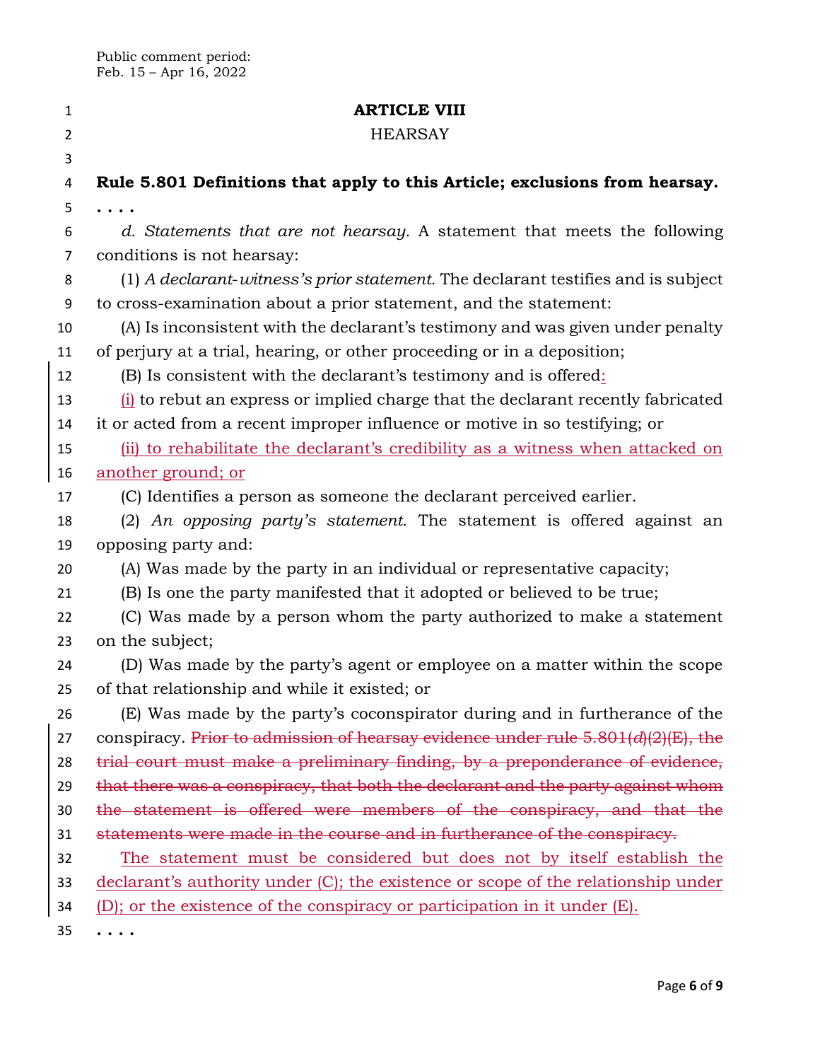Public comment period:
Feb. 15 – Apr 16, 2022

**ARTICLE VIII**

HEARSAY

**Rule 5.801 Definitions that apply to this Article; exclusions from hearsay.**

. . . .

*d. Statements that are not hearsay.* A statement that meets the following conditions is not hearsay:

(1) *A declarant-witness's prior statement.* The declarant testifies and is subject to cross-examination about a prior statement, and the statement:

(A) Is inconsistent with the declarant's testimony and was given under penalty of perjury at a trial, hearing, or other proceeding or in a deposition;

(B) Is consistent with the declarant's testimony and is offered<ins>:</ins>

<ins>(i)</ins> to rebut an express or implied charge that the declarant recently fabricated it or acted from a recent improper influence or motive in so testifying; or

<ins>(ii) to rehabilitate the declarant's credibility as a witness when attacked on another ground; or</ins>

(C) Identifies a person as someone the declarant perceived earlier.

(2) *An opposing party's statement.* The statement is offered against an opposing party and:

(A) Was made by the party in an individual or representative capacity;

(B) Is one the party manifested that it adopted or believed to be true;

(C) Was made by a person whom the party authorized to make a statement on the subject;

(D) Was made by the party's agent or employee on a matter within the scope of that relationship and while it existed; or

(E) Was made by the party's coconspirator during and in furtherance of the conspiracy. ~~Prior to admission of hearsay evidence under rule 5.801(*d*)(2)(E), the trial court must make a preliminary finding, by a preponderance of evidence, that there was a conspiracy, that both the declarant and the party against whom the statement is offered were members of the conspiracy, and that the statements were made in the course and in furtherance of the conspiracy.~~

<ins>The statement must be considered but does not by itself establish the declarant's authority under (C); the existence or scope of the relationship under (D); or the existence of the conspiracy or participation in it under (E).</ins>

. . . .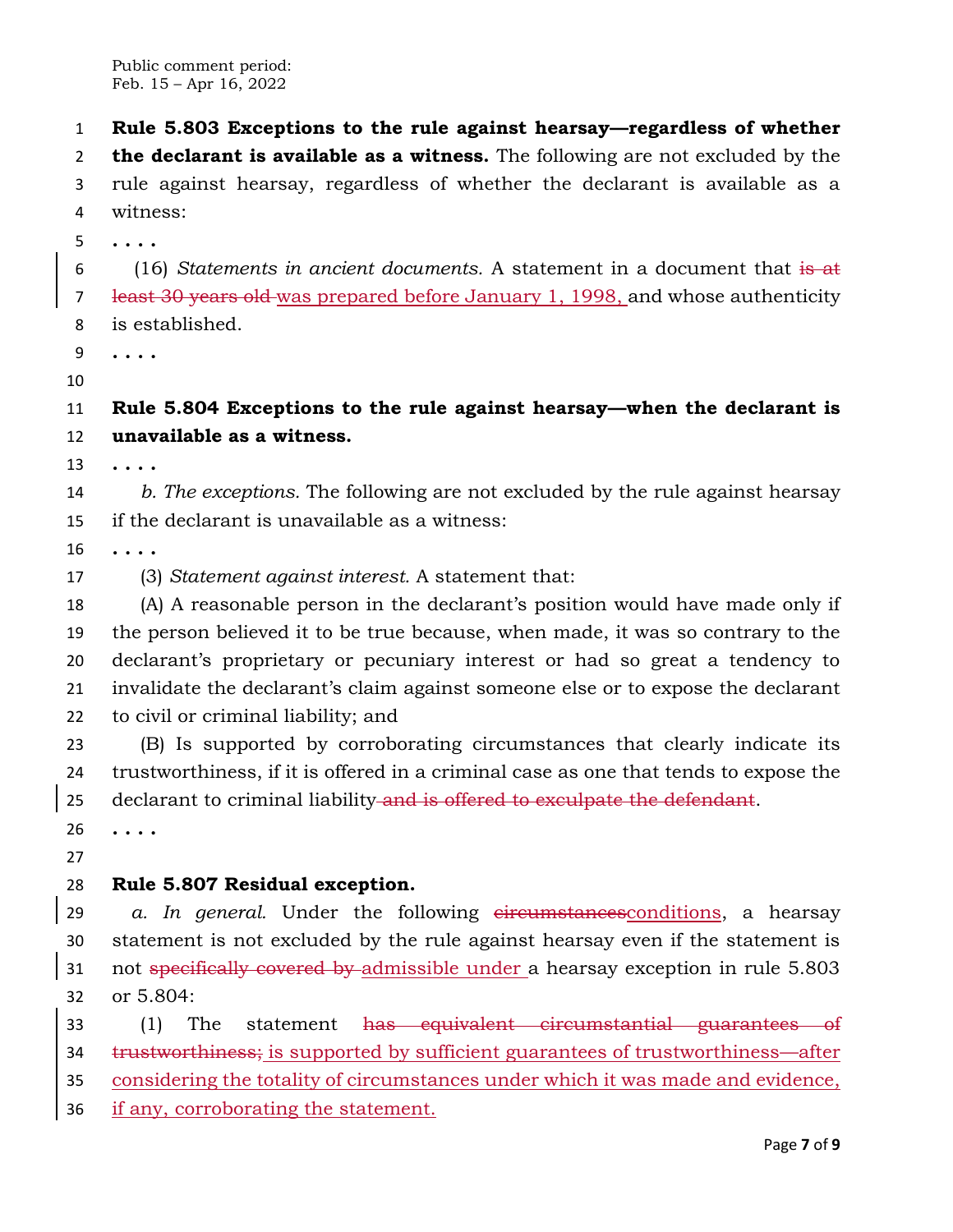Public comment period:
Feb. 15 – Apr 16, 2022

**Rule 5.803 Exceptions to the rule against hearsay—regardless of whether the declarant is available as a witness.** The following are not excluded by the rule against hearsay, regardless of whether the declarant is available as a witness:

. . . .

(16) *Statements in ancient documents.* A statement in a document that ~~is at least 30 years old~~ was prepared before January 1, 1998, and whose authenticity is established.

. . . .

**Rule 5.804 Exceptions to the rule against hearsay—when the declarant is unavailable as a witness.**

. . . .

*b. The exceptions.* The following are not excluded by the rule against hearsay if the declarant is unavailable as a witness:

. . . .

(3) *Statement against interest.* A statement that:

(A) A reasonable person in the declarant's position would have made only if the person believed it to be true because, when made, it was so contrary to the declarant's proprietary or pecuniary interest or had so great a tendency to invalidate the declarant's claim against someone else or to expose the declarant to civil or criminal liability; and

(B) Is supported by corroborating circumstances that clearly indicate its trustworthiness, if it is offered in a criminal case as one that tends to expose the declarant to criminal liability ~~and is offered to exculpate the defendant~~.

. . . .

**Rule 5.807 Residual exception.**

*a. In general.* Under the following ~~circumstances~~conditions, a hearsay statement is not excluded by the rule against hearsay even if the statement is not ~~specifically covered by~~ admissible under a hearsay exception in rule 5.803 or 5.804:

(1) The statement ~~has equivalent circumstantial guarantees of trustworthiness;~~ is supported by sufficient guarantees of trustworthiness—after considering the totality of circumstances under which it was made and evidence, if any, corroborating the statement.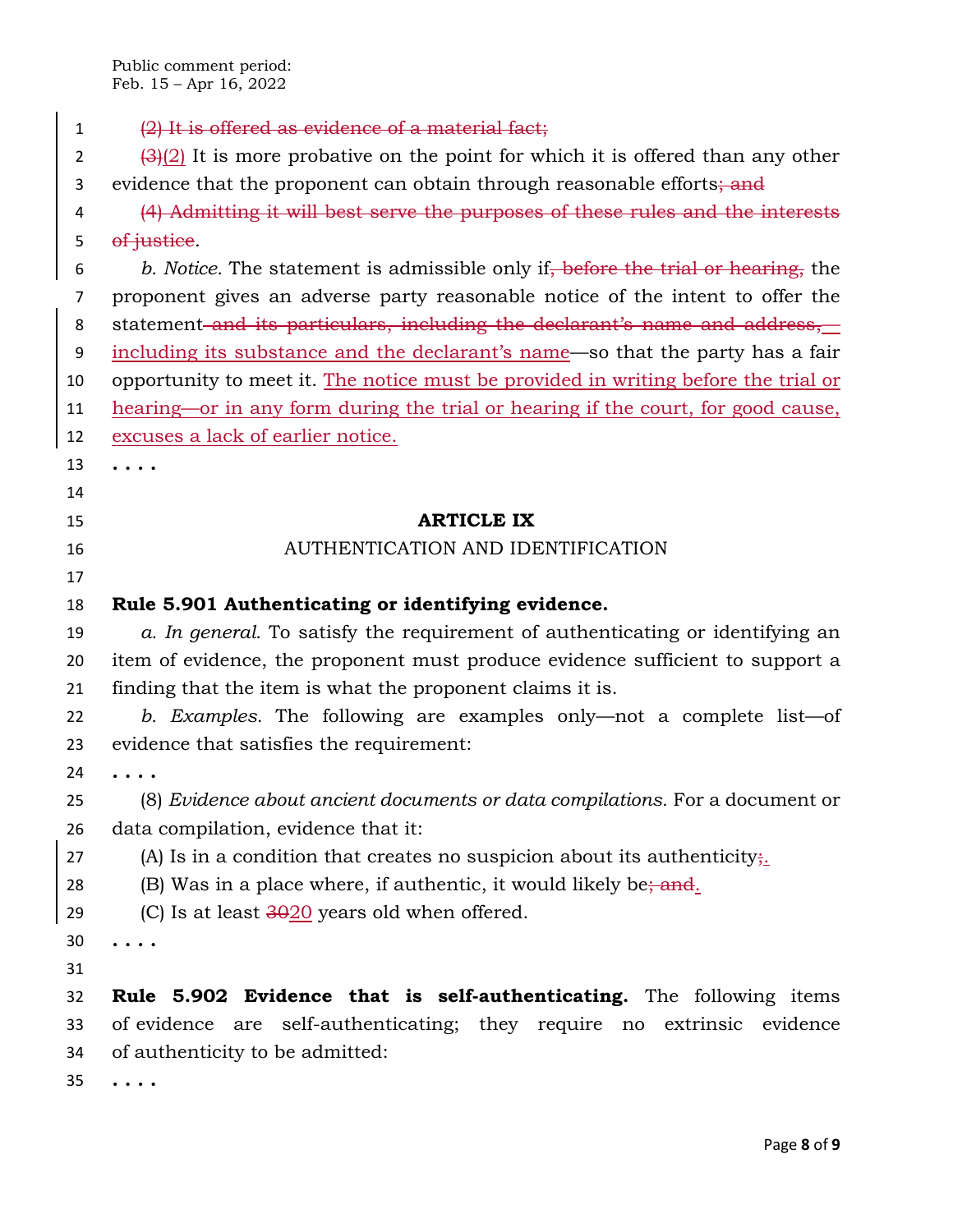Public comment period:
Feb. 15 – Apr 16, 2022

~~(2) It is offered as evidence of a material fact;~~

~~(3)~~(2) It is more probative on the point for which it is offered than any other evidence that the proponent can obtain through reasonable efforts~~; and~~

~~(4) Admitting it will best serve the purposes of these rules and the interests of justice~~.

*b. Notice.* The statement is admissible only if~~, before the trial or hearing,~~ the proponent gives an adverse party reasonable notice of the intent to offer the statement~~ and its particulars, including the declarant's name and address,~~—including its substance and the declarant's name—so that the party has a fair opportunity to meet it. The notice must be provided in writing before the trial or hearing—or in any form during the trial or hearing if the court, for good cause, excuses a lack of earlier notice.

. . . .

## ARTICLE IX

## AUTHENTICATION AND IDENTIFICATION

**Rule 5.901 Authenticating or identifying evidence.**

*a. In general.* To satisfy the requirement of authenticating or identifying an item of evidence, the proponent must produce evidence sufficient to support a finding that the item is what the proponent claims it is.

*b. Examples.* The following are examples only—not a complete list—of evidence that satisfies the requirement:

. . . .

(8) *Evidence about ancient documents or data compilations.* For a document or data compilation, evidence that it:

(A) Is in a condition that creates no suspicion about its authenticity~~;~~.

(B) Was in a place where, if authentic, it would likely be~~; and~~.

(C) Is at least ~~30~~20 years old when offered.

. . . .

**Rule 5.902 Evidence that is self-authenticating.** The following items of evidence are self-authenticating; they require no extrinsic evidence of authenticity to be admitted:

. . . .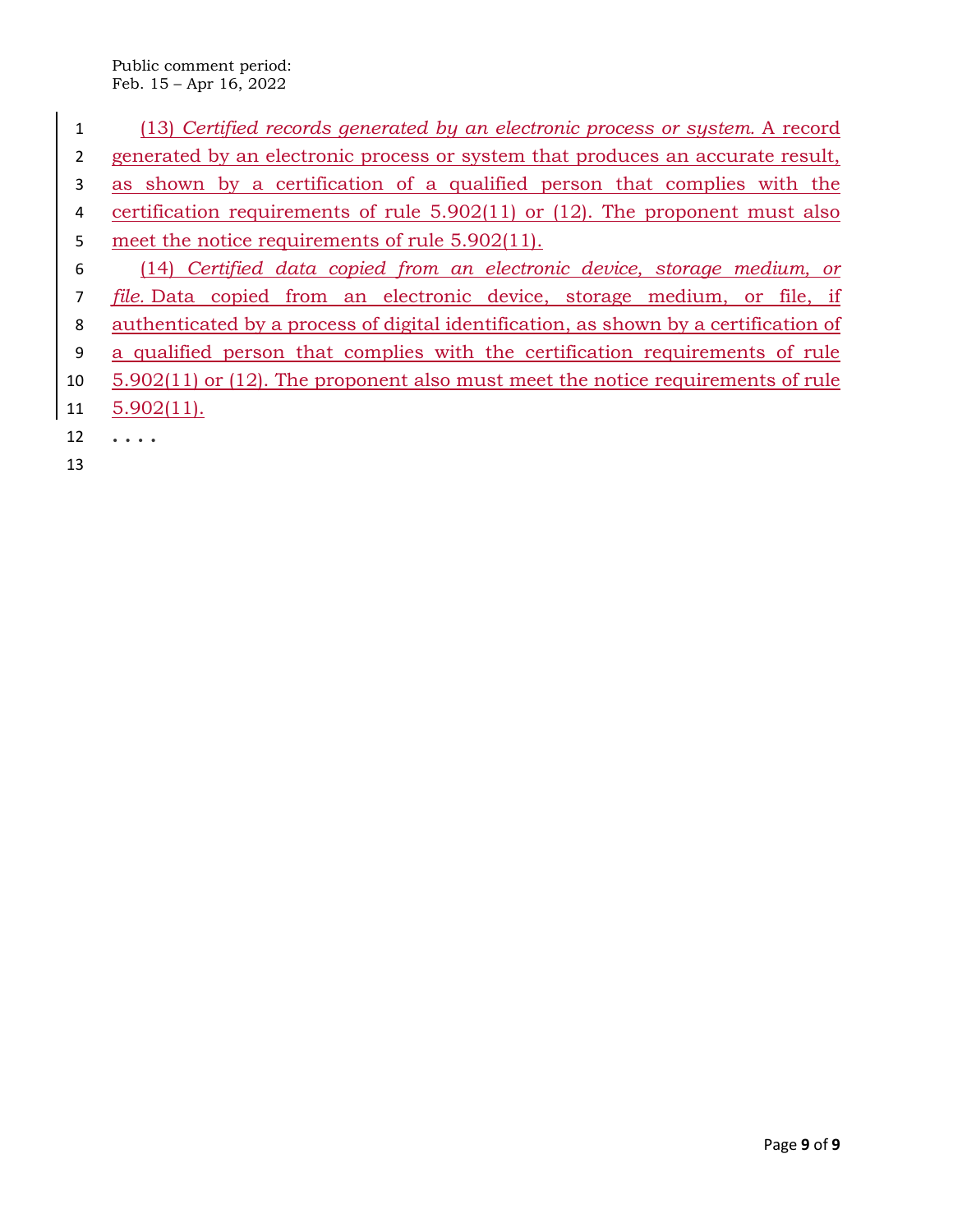Public comment period:
Feb. 15 – Apr 16, 2022

(13) *Certified records generated by an electronic process or system.* A record generated by an electronic process or system that produces an accurate result, as shown by a certification of a qualified person that complies with the certification requirements of rule 5.902(11) or (12). The proponent must also meet the notice requirements of rule 5.902(11).

(14) *Certified data copied from an electronic device, storage medium, or file.* Data copied from an electronic device, storage medium, or file, if authenticated by a process of digital identification, as shown by a certification of a qualified person that complies with the certification requirements of rule 5.902(11) or (12). The proponent also must meet the notice requirements of rule 5.902(11).

. . . .